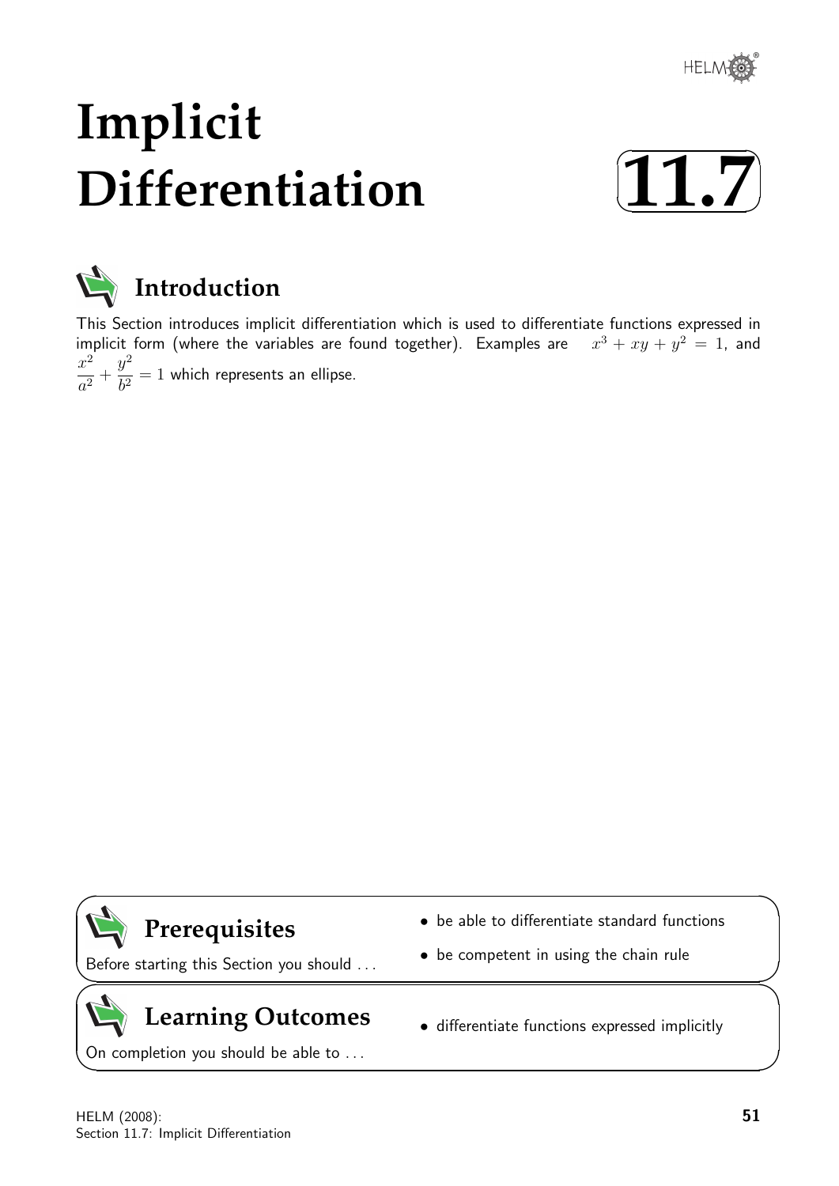# Implicit Differentiation

# 11.7

## Introduction

This Section introduces implicit differentiation which is used to differentiate functions expressed in implicit form (where the variables are found together). Examples are $x^3 + xy + y^2 = 1$, and $\dfrac{x^2}{a^2} + \dfrac{y^2}{b^2} = 1$ which represents an ellipse.

## Prerequisites

Before starting this Section you should ...

- be able to differentiate standard functions
- be competent in using the chain rule

## Learning Outcomes

On completion you should be able to ...

- differentiate functions expressed implicitly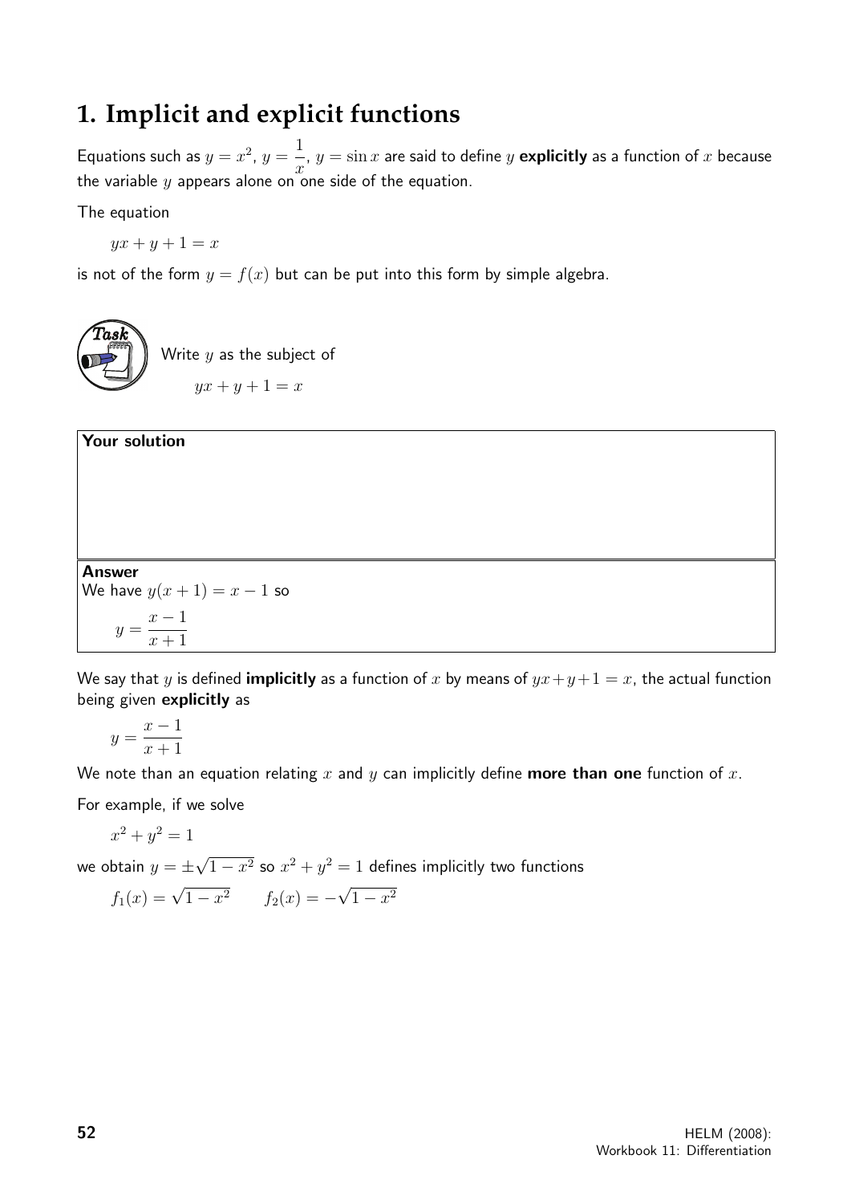# 1. Implicit and explicit functions

Equations such as $y = x^2$, $y = \frac{1}{x}$, $y = \sin x$ are said to define $y$ **explicitly** as a function of $x$ because the variable $y$ appears alone on one side of the equation.

The equation

$$yx + y + 1 = x$$

is not of the form $y = f(x)$ but can be put into this form by simple algebra.

**Task**

Write $y$ as the subject of

$$yx + y + 1 = x$$

**Your solution**

**Answer**

We have $y(x+1) = x - 1$ so

$$y = \frac{x-1}{x+1}$$

We say that $y$ is defined **implicitly** as a function of $x$ by means of $yx+y+1 = x$, the actual function being given **explicitly** as

$$y = \frac{x-1}{x+1}$$

We note than an equation relating $x$ and $y$ can implicitly define **more than one** function of $x$.

For example, if we solve

$$x^2 + y^2 = 1$$

we obtain $y = \pm\sqrt{1-x^2}$ so $x^2 + y^2 = 1$ defines implicitly two functions

$$f_1(x) = \sqrt{1-x^2} \qquad f_2(x) = -\sqrt{1-x^2}$$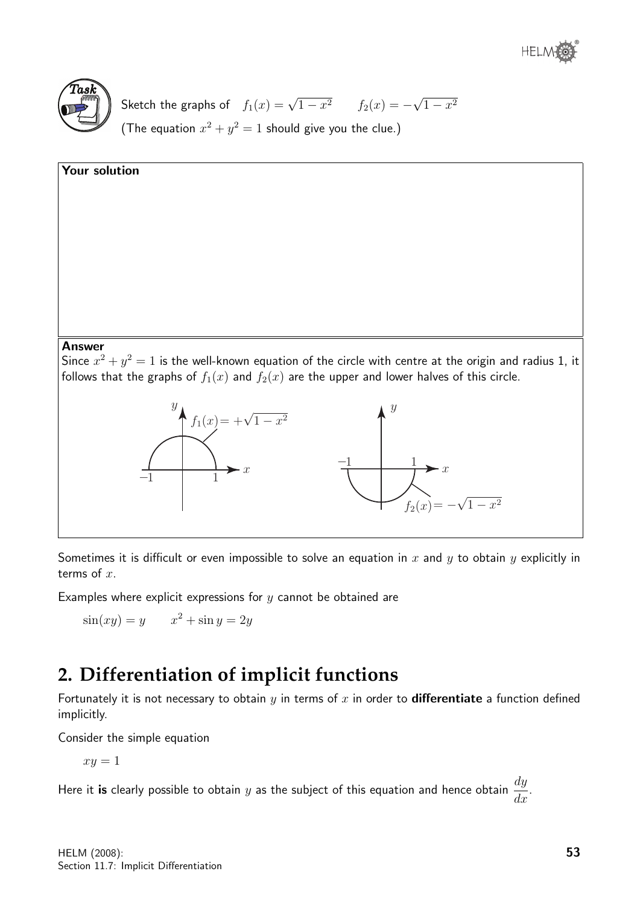**Task**

Sketch the graphs of $f_1(x) = \sqrt{1-x^2}$ $\qquad f_2(x) = -\sqrt{1-x^2}$

(The equation $x^2 + y^2 = 1$ should give you the clue.)

**Your solution**

**Answer**

Since $x^2 + y^2 = 1$ is the well-known equation of the circle with centre at the origin and radius 1, it follows that the graphs of $f_1(x)$ and $f_2(x)$ are the upper and lower halves of this circle.

Sometimes it is difficult or even impossible to solve an equation in $x$ and $y$ to obtain $y$ explicitly in terms of $x$.

Examples where explicit expressions for $y$ cannot be obtained are

$\sin(xy) = y \qquad x^2 + \sin y = 2y$

## 2. Differentiation of implicit functions

Fortunately it is not necessary to obtain $y$ in terms of $x$ in order to **differentiate** a function defined implicitly.

Consider the simple equation

$xy = 1$

Here it **is** clearly possible to obtain $y$ as the subject of this equation and hence obtain $\dfrac{dy}{dx}$.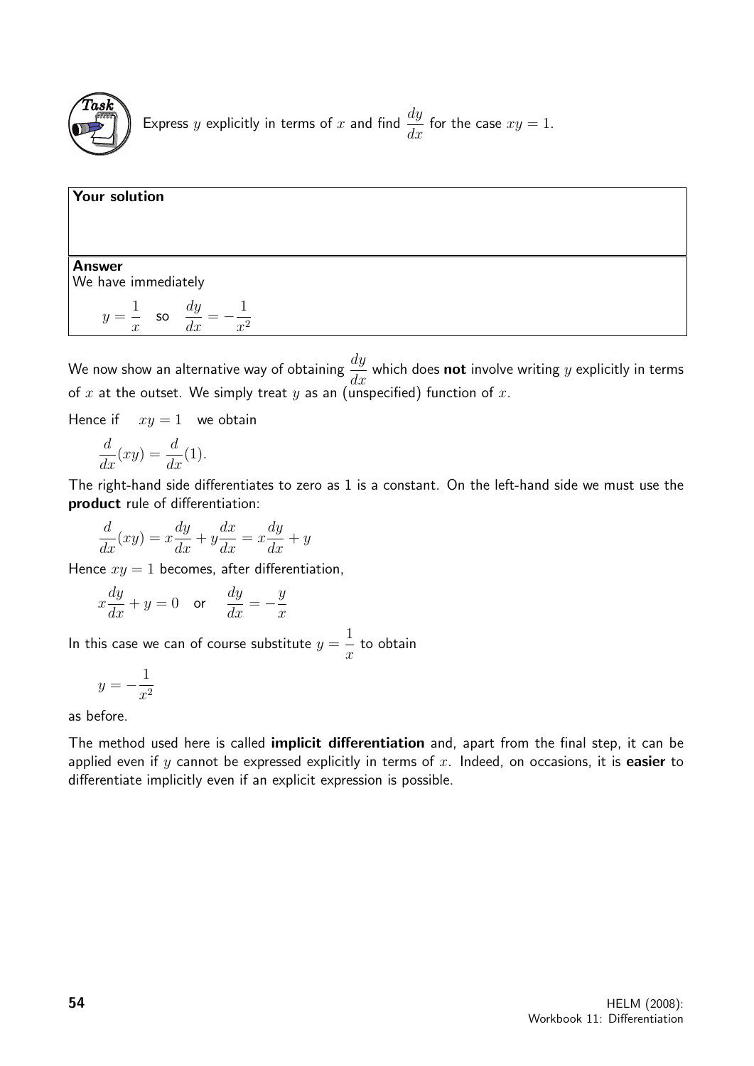**Task**

Express $y$ explicitly in terms of $x$ and find $\dfrac{dy}{dx}$ for the case $xy = 1$.

**Your solution**

**Answer**

We have immediately

$$y = \frac{1}{x} \quad \text{so} \quad \frac{dy}{dx} = -\frac{1}{x^2}$$

We now show an alternative way of obtaining $\dfrac{dy}{dx}$ which does **not** involve writing $y$ explicitly in terms of $x$ at the outset. We simply treat $y$ as an (unspecified) function of $x$.

Hence if $\quad xy = 1 \quad$ we obtain

$$\frac{d}{dx}(xy) = \frac{d}{dx}(1).$$

The right-hand side differentiates to zero as 1 is a constant. On the left-hand side we must use the **product** rule of differentiation:

$$\frac{d}{dx}(xy) = x\frac{dy}{dx} + y\frac{dx}{dx} = x\frac{dy}{dx} + y$$

Hence $xy = 1$ becomes, after differentiation,

$$x\frac{dy}{dx} + y = 0 \quad \text{or} \quad \frac{dy}{dx} = -\frac{y}{x}$$

In this case we can of course substitute $y = \dfrac{1}{x}$ to obtain

$$y = -\frac{1}{x^2}$$

as before.

The method used here is called **implicit differentiation** and, apart from the final step, it can be applied even if $y$ cannot be expressed explicitly in terms of $x$. Indeed, on occasions, it is **easier** to differentiate implicitly even if an explicit expression is possible.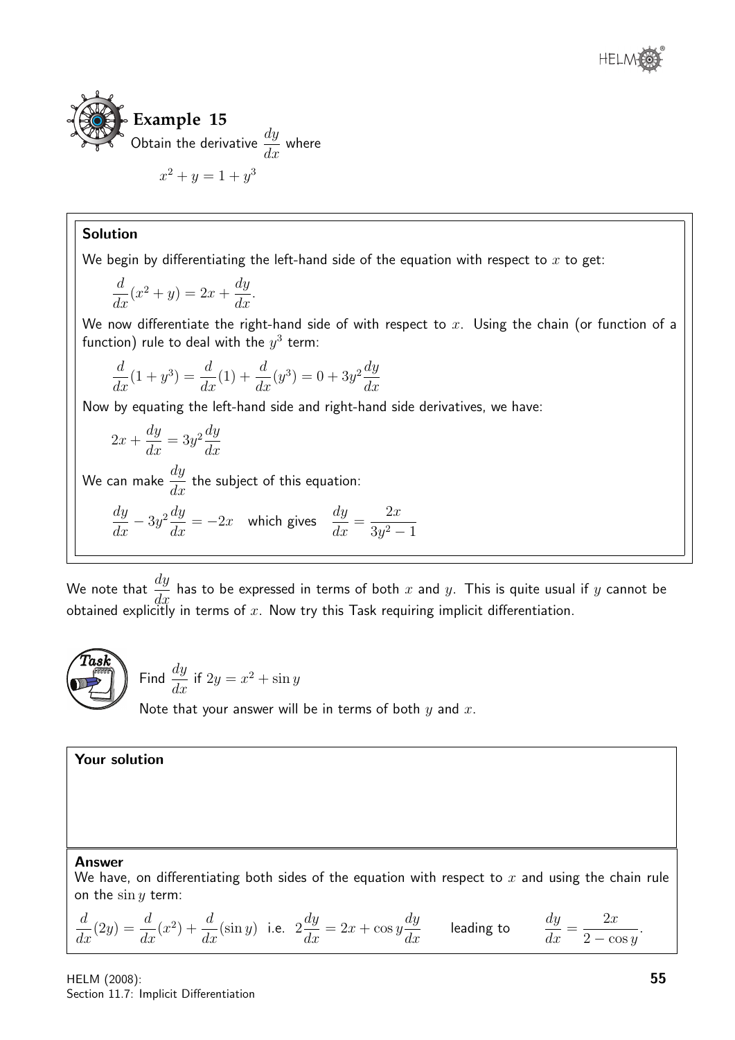**Example 15**

Obtain the derivative $\frac{dy}{dx}$ where

$$x^2 + y = 1 + y^3$$

**Solution**

We begin by differentiating the left-hand side of the equation with respect to $x$ to get:

$$\frac{d}{dx}(x^2 + y) = 2x + \frac{dy}{dx}.$$

We now differentiate the right-hand side of with respect to $x$. Using the chain (or function of a function) rule to deal with the $y^3$ term:

$$\frac{d}{dx}(1 + y^3) = \frac{d}{dx}(1) + \frac{d}{dx}(y^3) = 0 + 3y^2\frac{dy}{dx}$$

Now by equating the left-hand side and right-hand side derivatives, we have:

$$2x + \frac{dy}{dx} = 3y^2\frac{dy}{dx}$$

We can make $\frac{dy}{dx}$ the subject of this equation:

$$\frac{dy}{dx} - 3y^2\frac{dy}{dx} = -2x \quad \text{which gives} \quad \frac{dy}{dx} = \frac{2x}{3y^2 - 1}$$

We note that $\frac{dy}{dx}$ has to be expressed in terms of both $x$ and $y$. This is quite usual if $y$ cannot be obtained explicitly in terms of $x$. Now try this Task requiring implicit differentiation.

**Task**

Find $\frac{dy}{dx}$ if $2y = x^2 + \sin y$

Note that your answer will be in terms of both $y$ and $x$.

**Your solution**

**Answer**

We have, on differentiating both sides of the equation with respect to $x$ and using the chain rule on the $\sin y$ term:

$$\frac{d}{dx}(2y) = \frac{d}{dx}(x^2) + \frac{d}{dx}(\sin y) \quad \text{i.e.} \quad 2\frac{dy}{dx} = 2x + \cos y\frac{dy}{dx} \qquad \text{leading to} \qquad \frac{dy}{dx} = \frac{2x}{2 - \cos y}.$$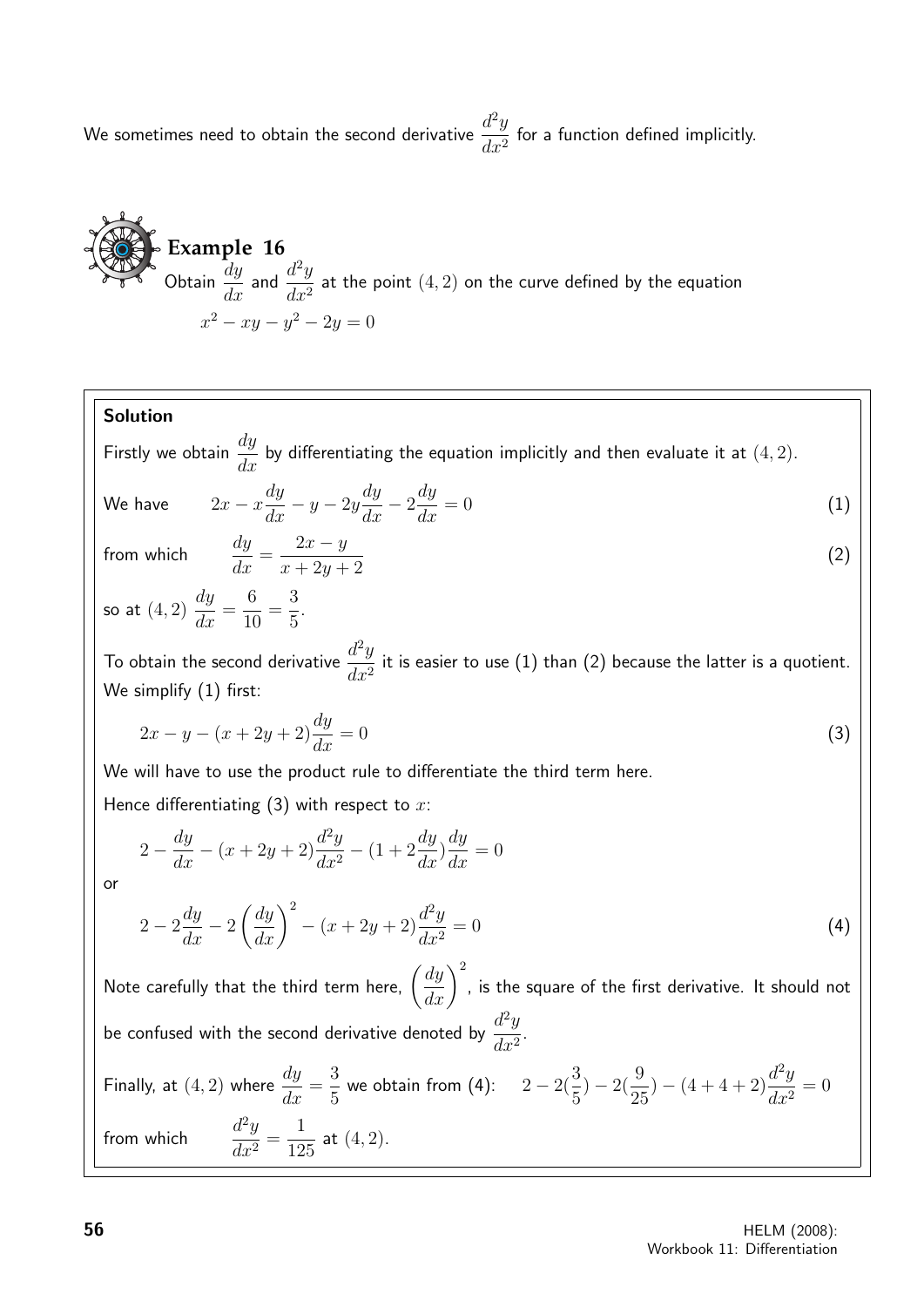We sometimes need to obtain the second derivative $\dfrac{d^2y}{dx^2}$ for a function defined implicitly.

**Example 16**

Obtain $\dfrac{dy}{dx}$ and $\dfrac{d^2y}{dx^2}$ at the point $(4, 2)$ on the curve defined by the equation

$$x^2 - xy - y^2 - 2y = 0$$

**Solution**

Firstly we obtain $\dfrac{dy}{dx}$ by differentiating the equation implicitly and then evaluate it at $(4, 2)$.

We have
$$2x - x\frac{dy}{dx} - y - 2y\frac{dy}{dx} - 2\frac{dy}{dx} = 0 \qquad (1)$$

from which
$$\frac{dy}{dx} = \frac{2x - y}{x + 2y + 2} \qquad (2)$$

so at $(4, 2)$ $\dfrac{dy}{dx} = \dfrac{6}{10} = \dfrac{3}{5}$.

To obtain the second derivative $\dfrac{d^2y}{dx^2}$ it is easier to use (1) than (2) because the latter is a quotient. We simplify (1) first:

$$2x - y - (x + 2y + 2)\frac{dy}{dx} = 0 \qquad (3)$$

We will have to use the product rule to differentiate the third term here.

Hence differentiating (3) with respect to $x$:

$$2 - \frac{dy}{dx} - (x + 2y + 2)\frac{d^2y}{dx^2} - (1 + 2\frac{dy}{dx})\frac{dy}{dx} = 0$$

or

$$2 - 2\frac{dy}{dx} - 2\left(\frac{dy}{dx}\right)^2 - (x + 2y + 2)\frac{d^2y}{dx^2} = 0 \qquad (4)$$

Note carefully that the third term here, $\left(\dfrac{dy}{dx}\right)^2$, is the square of the first derivative. It should not be confused with the second derivative denoted by $\dfrac{d^2y}{dx^2}$.

Finally, at $(4, 2)$ where $\dfrac{dy}{dx} = \dfrac{3}{5}$ we obtain from (4): $\quad 2 - 2(\frac{3}{5}) - 2(\frac{9}{25}) - (4 + 4 + 2)\dfrac{d^2y}{dx^2} = 0$

from which $\qquad \dfrac{d^2y}{dx^2} = \dfrac{1}{125}$ at $(4, 2)$.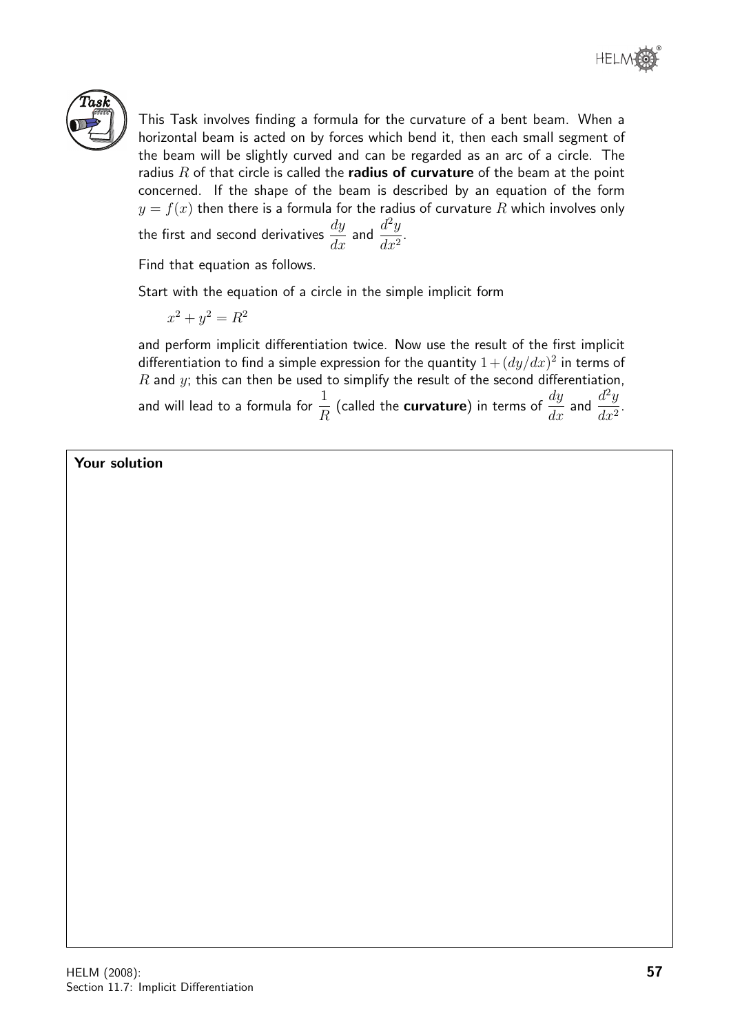**Task**

This Task involves finding a formula for the curvature of a bent beam. When a horizontal beam is acted on by forces which bend it, then each small segment of the beam will be slightly curved and can be regarded as an arc of a circle. The radius $R$ of that circle is called the **radius of curvature** of the beam at the point concerned. If the shape of the beam is described by an equation of the form $y = f(x)$ then there is a formula for the radius of curvature $R$ which involves only the first and second derivatives $\dfrac{dy}{dx}$ and $\dfrac{d^2y}{dx^2}$.

Find that equation as follows.

Start with the equation of a circle in the simple implicit form

$$x^2 + y^2 = R^2$$

and perform implicit differentiation twice. Now use the result of the first implicit differentiation to find a simple expression for the quantity $1 + (dy/dx)^2$ in terms of $R$ and $y$; this can then be used to simplify the result of the second differentiation, and will lead to a formula for $\dfrac{1}{R}$ (called the **curvature**) in terms of $\dfrac{dy}{dx}$ and $\dfrac{d^2y}{dx^2}$.

**Your solution**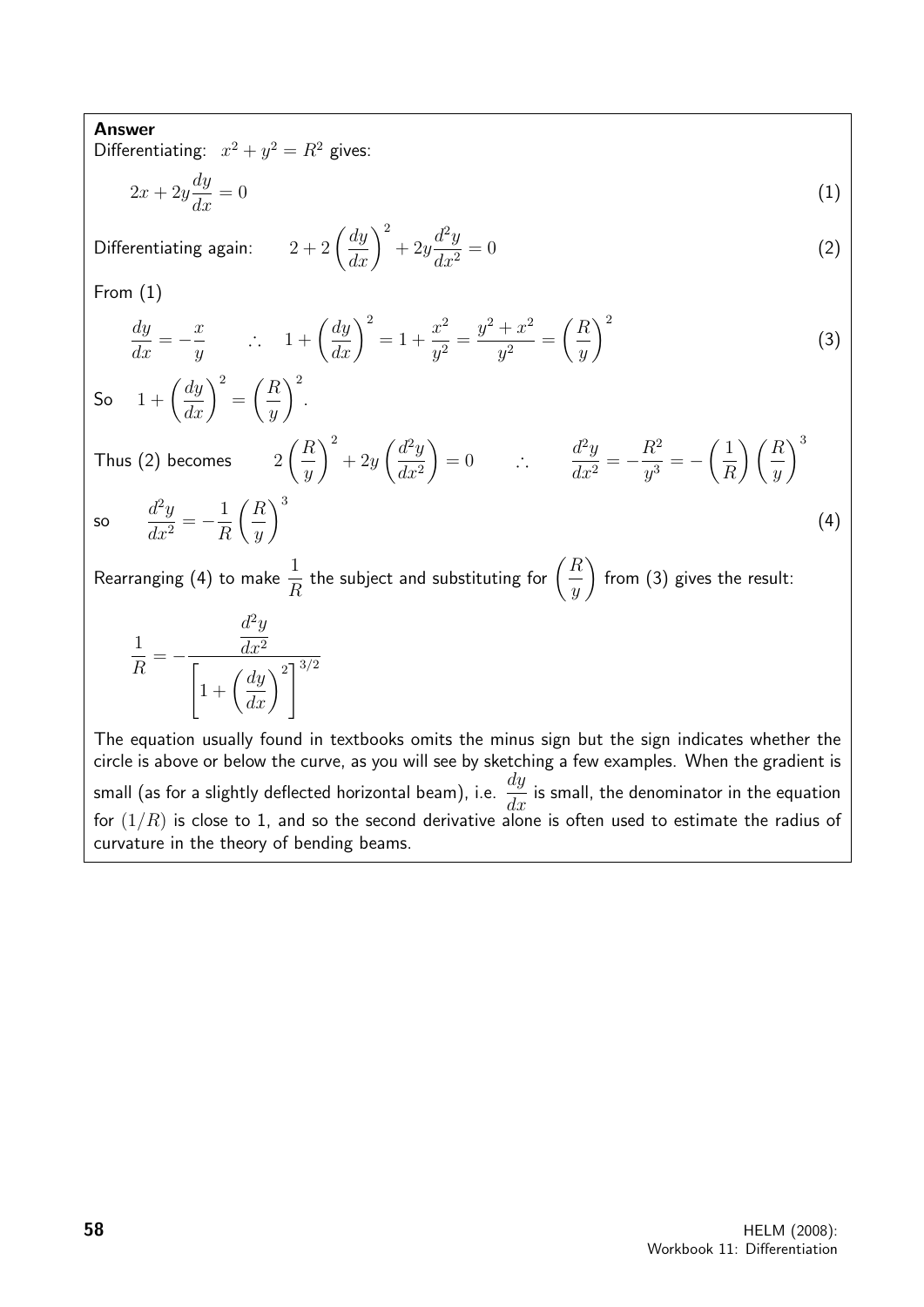**Answer**

Differentiating: $x^2 + y^2 = R^2$ gives:

$$2x + 2y\frac{dy}{dx} = 0 \qquad (1)$$

Differentiating again: $$2 + 2\left(\frac{dy}{dx}\right)^2 + 2y\frac{d^2y}{dx^2} = 0 \qquad (2)$$

From (1)

$$\frac{dy}{dx} = -\frac{x}{y} \qquad \therefore \quad 1 + \left(\frac{dy}{dx}\right)^2 = 1 + \frac{x^2}{y^2} = \frac{y^2 + x^2}{y^2} = \left(\frac{R}{y}\right)^2 \qquad (3)$$

So $1 + \left(\dfrac{dy}{dx}\right)^2 = \left(\dfrac{R}{y}\right)^2$.

Thus (2) becomes $$2\left(\frac{R}{y}\right)^2 + 2y\left(\frac{d^2y}{dx^2}\right) = 0 \qquad \therefore \qquad \frac{d^2y}{dx^2} = -\frac{R^2}{y^3} = -\left(\frac{1}{R}\right)\left(\frac{R}{y}\right)^3$$

so $$\frac{d^2y}{dx^2} = -\frac{1}{R}\left(\frac{R}{y}\right)^3 \qquad (4)$$

Rearranging (4) to make $\dfrac{1}{R}$ the subject and substituting for $\left(\dfrac{R}{y}\right)$ from (3) gives the result:

$$\frac{1}{R} = -\frac{\dfrac{d^2y}{dx^2}}{\left[1 + \left(\dfrac{dy}{dx}\right)^2\right]^{3/2}}$$

The equation usually found in textbooks omits the minus sign but the sign indicates whether the circle is above or below the curve, as you will see by sketching a few examples. When the gradient is small (as for a slightly deflected horizontal beam), i.e. $\dfrac{dy}{dx}$ is small, the denominator in the equation for $(1/R)$ is close to 1, and so the second derivative alone is often used to estimate the radius of curvature in the theory of bending beams.